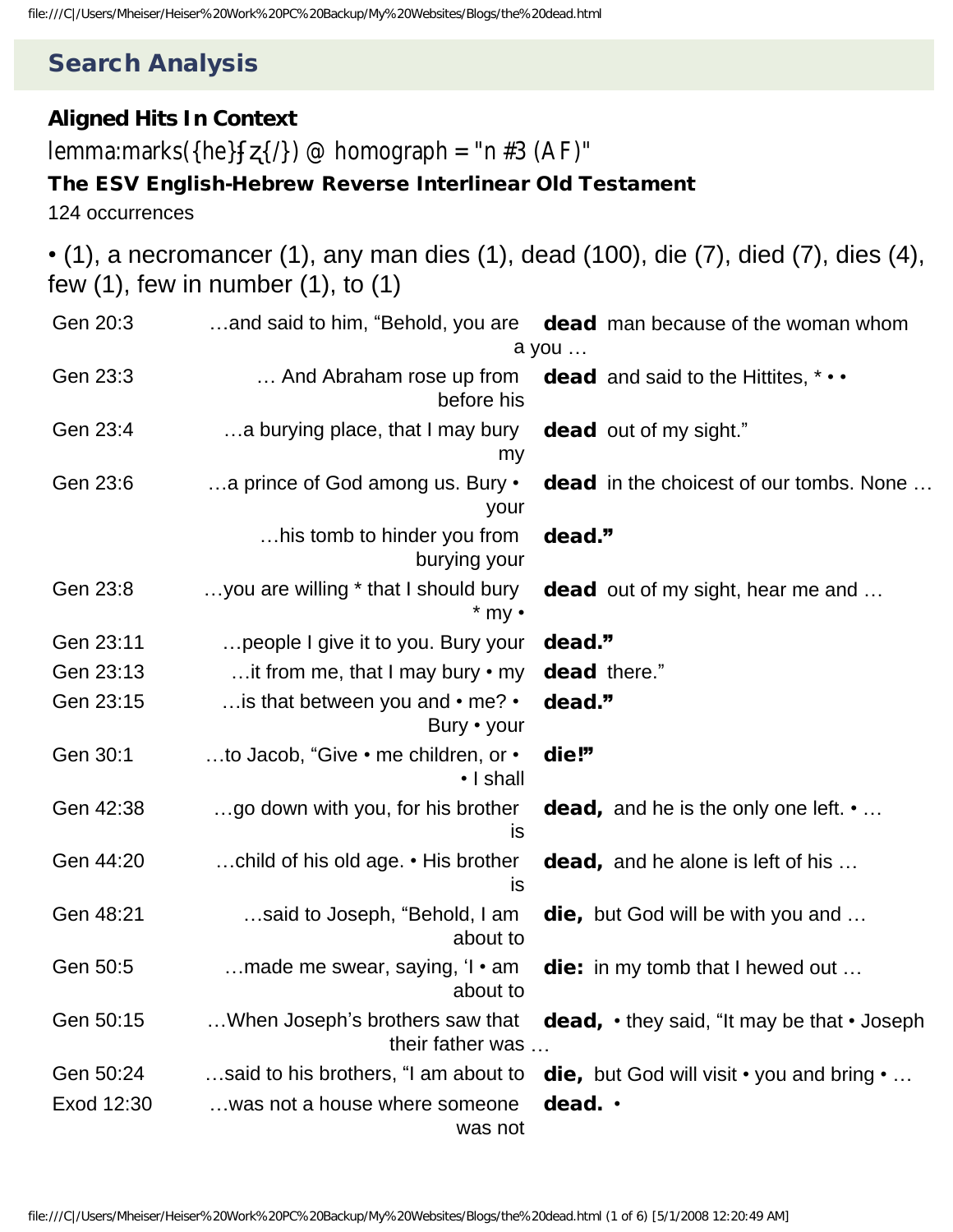## Search Analysis

### Aligned Hits In Context

lemma:marks({he}ƒz{/}) @ homograph = "n #3 (AF)"

**The ESV English-Hebrew Reverse Interlinear Old Testament**

124 occurrences

• (1), a necromancer (1), any man dies (1), dead (100), die (7), died (7), dies (4), few (1), few in number (1), to (1)

| | | |
|---|---|---|
| Gen 20:3 | …and said to him, "Behold, you are a | **dead** man because of the woman whom you … |
| Gen 23:3 | … And Abraham rose up from before his | **dead** and said to the Hittites, * • • |
| Gen 23:4 | …a burying place, that I may bury my | **dead** out of my sight." |
| Gen 23:6 | …a prince of God among us. Bury • your | **dead** in the choicest of our tombs. None … |
| | …his tomb to hinder you from burying your | **dead."** |
| Gen 23:8 | …you are willing * that I should bury * my • | **dead** out of my sight, hear me and … |
| Gen 23:11 | …people I give it to you. Bury your | **dead."** |
| Gen 23:13 | …it from me, that I may bury • my | **dead** there." |
| Gen 23:15 | …is that between you and • me? • Bury • your | **dead."** |
| Gen 30:1 | …to Jacob, "Give • me children, or • • I shall | **die!"** |
| Gen 42:38 | …go down with you, for his brother is | **dead,** and he is the only one left. • … |
| Gen 44:20 | …child of his old age. • His brother is | **dead,** and he alone is left of his … |
| Gen 48:21 | …said to Joseph, "Behold, I am about to | **die,** but God will be with you and … |
| Gen 50:5 | …made me swear, saying, 'I • am about to | **die:** in my tomb that I hewed out … |
| Gen 50:15 | …When Joseph's brothers saw that their father was … | **dead,** • they said, "It may be that • Joseph |
| Gen 50:24 | …said to his brothers, "I am about to | **die,** but God will visit • you and bring • … |
| Exod 12:30 | …was not a house where someone was not | **dead.** • |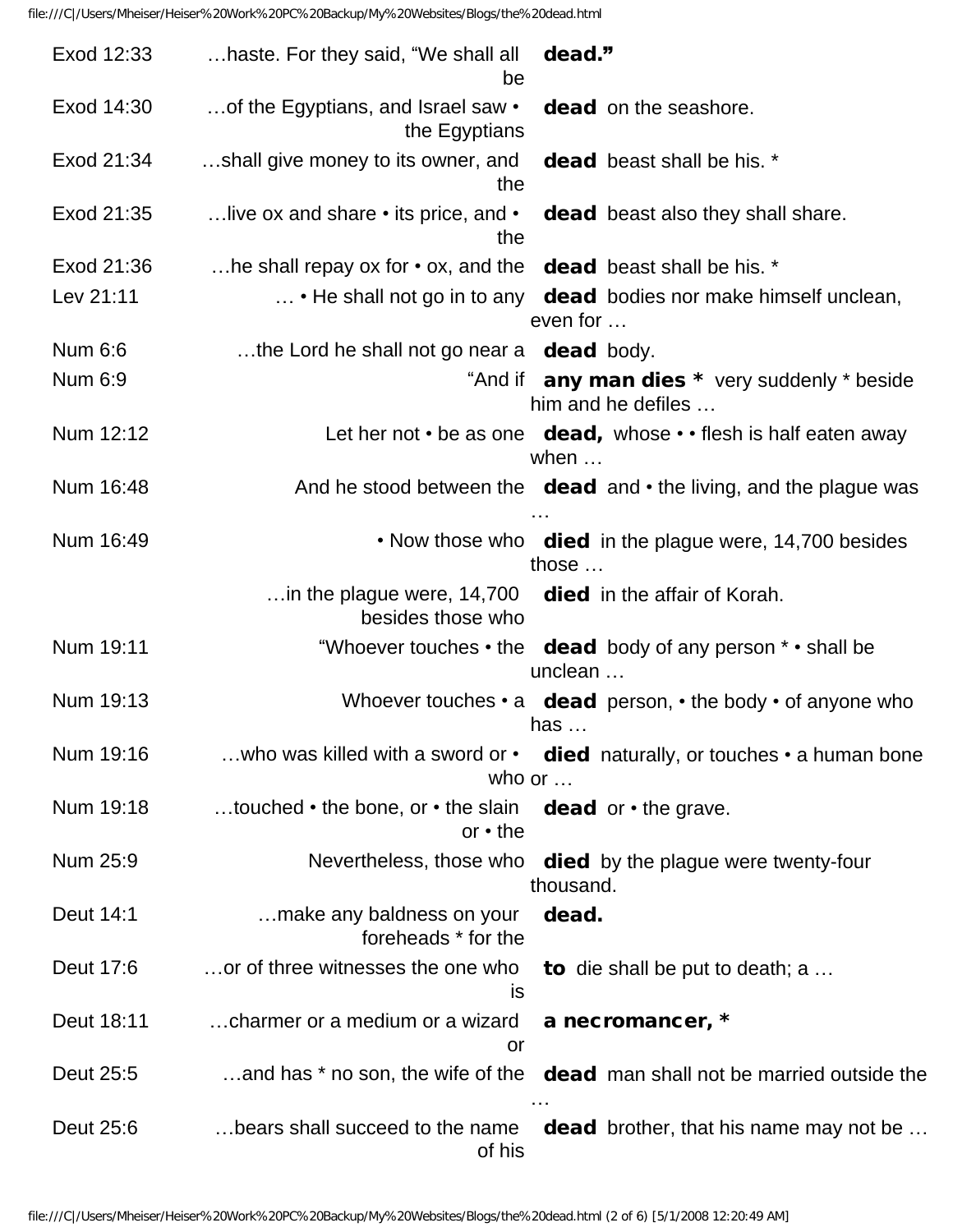| Reference | Context | Keyword | Continuation |
| --- | --- | --- | --- |
| Exod 12:33 | …haste. For they said, "We shall all be | **dead."** | |
| Exod 14:30 | …of the Egyptians, and Israel saw • the Egyptians | **dead** | on the seashore. |
| Exod 21:34 | …shall give money to its owner, and the | **dead** | beast shall be his. * |
| Exod 21:35 | …live ox and share • its price, and • the | **dead** | beast also they shall share. |
| Exod 21:36 | …he shall repay ox for • ox, and the | **dead** | beast shall be his. * |
| Lev 21:11 | … • He shall not go in to any | **dead** | bodies nor make himself unclean, even for … |
| Num 6:6 | …the Lord he shall not go near a | **dead** | body. |
| Num 6:9 | "And if | **any man dies *** | very suddenly * beside him and he defiles … |
| Num 12:12 | Let her not • be as one | **dead,** | whose • • flesh is half eaten away when … |
| Num 16:48 | And he stood between the | **dead** | and • the living, and the plague was … |
| Num 16:49 | • Now those who | **died** | in the plague were, 14,700 besides those … |
| | …in the plague were, 14,700 besides those who | **died** | in the affair of Korah. |
| Num 19:11 | "Whoever touches • the | **dead** | body of any person * • shall be unclean … |
| Num 19:13 | Whoever touches • a | **dead** | person, • the body • of anyone who has … |
| Num 19:16 | …who was killed with a sword or • who | **died** | naturally, or touches • a human bone or … |
| Num 19:18 | …touched • the bone, or • the slain or • the | **dead** | or • the grave. |
| Num 25:9 | Nevertheless, those who | **died** | by the plague were twenty-four thousand. |
| Deut 14:1 | …make any baldness on your foreheads * for the | **dead.** | |
| Deut 17:6 | …or of three witnesses the one who is | **to** | die shall be put to death; a … |
| Deut 18:11 | …charmer or a medium or a wizard or | **a necromancer, *** | |
| Deut 25:5 | …and has * no son, the wife of the | **dead** | man shall not be married outside the … |
| Deut 25:6 | …bears shall succeed to the name of his | **dead** | brother, that his name may not be … |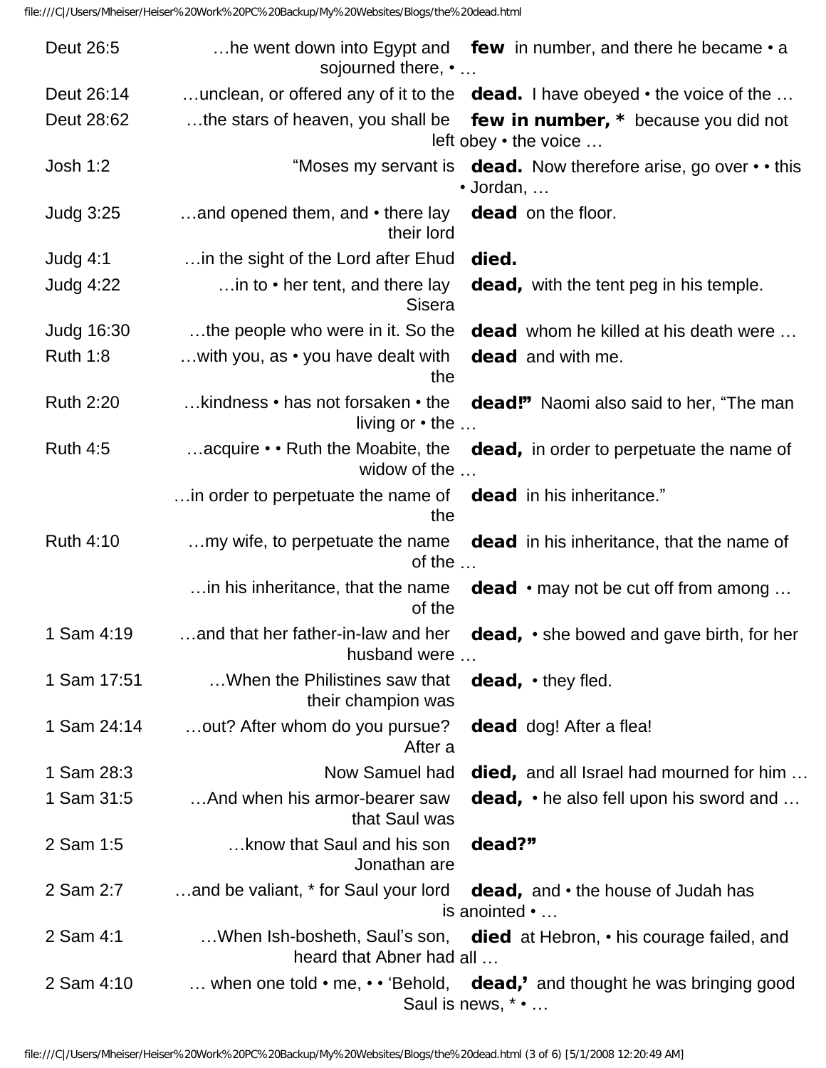| | | |
|---|---|---|
| Deut 26:5 | …he went down into Egypt and sojourned there, • … | **few** in number, and there he became • a |
| Deut 26:14 | …unclean, or offered any of it to the | **dead.** I have obeyed • the voice of the … |
| Deut 28:62 | …the stars of heaven, you shall be left | **few in number,** * because you did not obey • the voice … |
| Josh 1:2 | "Moses my servant is | **dead.** Now therefore arise, go over • • this • Jordan, … |
| Judg 3:25 | …and opened them, and • there lay their lord | **dead** on the floor. |
| Judg 4:1 | …in the sight of the Lord after Ehud | **died.** |
| Judg 4:22 | …in to • her tent, and there lay Sisera | **dead,** with the tent peg in his temple. |
| Judg 16:30 | …the people who were in it. So the | **dead** whom he killed at his death were … |
| Ruth 1:8 | …with you, as • you have dealt with the | **dead** and with me. |
| Ruth 2:20 | …kindness • has not forsaken • the living or • the … | **dead!"** Naomi also said to her, "The man |
| Ruth 4:5 | …acquire • • Ruth the Moabite, the widow of the … | **dead,** in order to perpetuate the name of |
| | …in order to perpetuate the name of the | **dead** in his inheritance." |
| Ruth 4:10 | …my wife, to perpetuate the name of the … | **dead** in his inheritance, that the name of |
| | …in his inheritance, that the name of the | **dead** • may not be cut off from among … |
| 1 Sam 4:19 | …and that her father-in-law and her husband were … | **dead,** • she bowed and gave birth, for her |
| 1 Sam 17:51 | …When the Philistines saw that their champion was | **dead,** • they fled. |
| 1 Sam 24:14 | …out? After whom do you pursue? After a | **dead** dog! After a flea! |
| 1 Sam 28:3 | Now Samuel had | **died,** and all Israel had mourned for him … |
| 1 Sam 31:5 | …And when his armor-bearer saw that Saul was | **dead,** • he also fell upon his sword and … |
| 2 Sam 1:5 | …know that Saul and his son Jonathan are | **dead?"** |
| 2 Sam 2:7 | …and be valiant, * for Saul your lord is | **dead,** and • the house of Judah has anointed • … |
| 2 Sam 4:1 | …When Ish-bosheth, Saul's son, heard that Abner had | **died** at Hebron, • his courage failed, and all … |
| 2 Sam 4:10 | … when one told • me, • • 'Behold, Saul is | **dead,'** and thought he was bringing good news, * • … |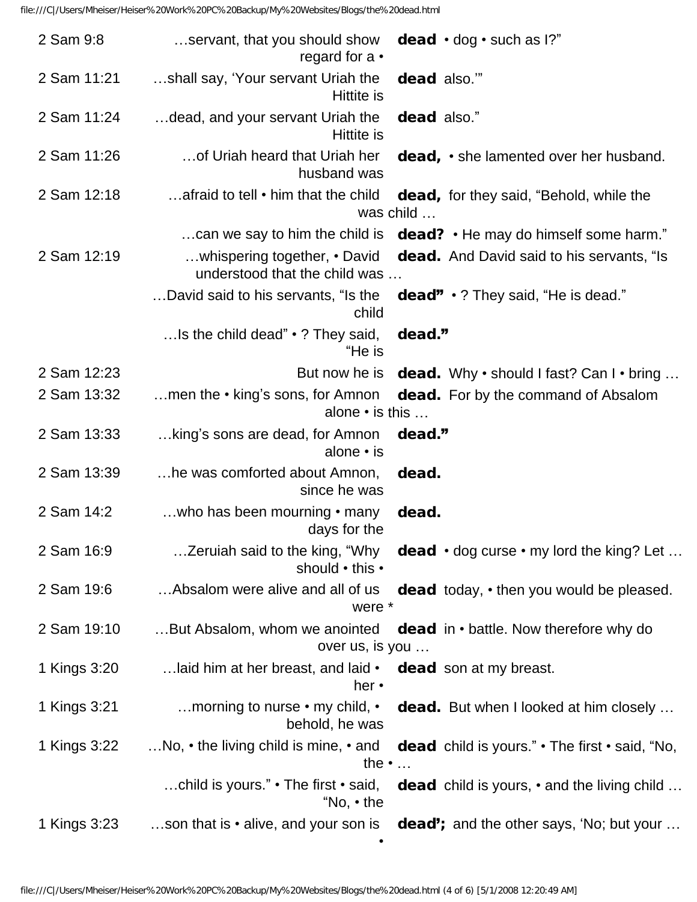| | | | |
|---|---|---|---|
| 2 Sam 9:8 | …servant, that you should show regard for a • | **dead** | • dog • such as I?” |
| 2 Sam 11:21 | …shall say, ‘Your servant Uriah the Hittite is | **dead** | also.’” |
| 2 Sam 11:24 | …dead, and your servant Uriah the Hittite is | **dead** | also.” |
| 2 Sam 11:26 | …of Uriah heard that Uriah her husband was | **dead,** | • she lamented over her husband. |
| 2 Sam 12:18 | …afraid to tell • him that the child was child … | **dead,** | for they said, “Behold, while the |
| | …can we say to him the child is | **dead?** | • He may do himself some harm.” |
| 2 Sam 12:19 | …whispering together, • David understood that the child was … | **dead.** | And David said to his servants, “Is |
| | …David said to his servants, “Is the child | **dead”** | • ? They said, “He is dead.” |
| | …Is the child dead” • ? They said, “He is | **dead.”** | |
| 2 Sam 12:23 | But now he is | **dead.** | Why • should I fast? Can I • bring … |
| 2 Sam 13:32 | …men the • king’s sons, for Amnon alone • is this … | **dead.** | For by the command of Absalom |
| 2 Sam 13:33 | …king’s sons are dead, for Amnon alone • is | **dead.”** | |
| 2 Sam 13:39 | …he was comforted about Amnon, since he was | **dead.** | |
| 2 Sam 14:2 | …who has been mourning • many days for the | **dead.** | |
| 2 Sam 16:9 | …Zeruiah said to the king, “Why should • this • | **dead** | • dog curse • my lord the king? Let … |
| 2 Sam 19:6 | …Absalom were alive and all of us were * | **dead** | today, • then you would be pleased. |
| 2 Sam 19:10 | …But Absalom, whom we anointed over us, is you … | **dead** | in • battle. Now therefore why do |
| 1 Kings 3:20 | …laid him at her breast, and laid • her • | **dead** | son at my breast. |
| 1 Kings 3:21 | …morning to nurse • my child, • behold, he was | **dead.** | But when I looked at him closely … |
| 1 Kings 3:22 | …No, • the living child is mine, • and the • … | **dead** | child is yours.” • The first • said, “No, |
| | …child is yours.” • The first • said, “No, • the | **dead** | child is yours, • and the living child … |
| 1 Kings 3:23 | …son that is • alive, and your son is • | **dead’;** | and the other says, ‘No; but your … |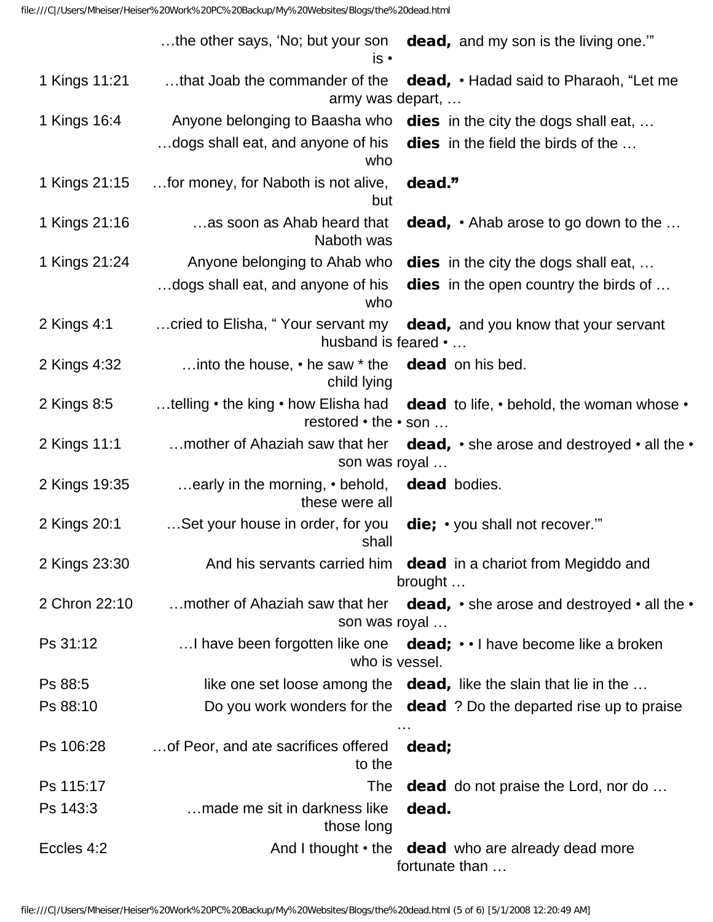| | | | |
|---|---|---|---|
| | …the other says, 'No; but your son is • | **dead,** | and my son is the living one.'" |
| 1 Kings 11:21 | …that Joab the commander of the army was | **dead,** | • Hadad said to Pharaoh, "Let me depart, … |
| 1 Kings 16:4 | Anyone belonging to Baasha who | **dies** | in the city the dogs shall eat, … |
| | …dogs shall eat, and anyone of his who | **dies** | in the field the birds of the … |
| 1 Kings 21:15 | …for money, for Naboth is not alive, but | **dead."** | |
| 1 Kings 21:16 | …as soon as Ahab heard that Naboth was | **dead,** | • Ahab arose to go down to the … |
| 1 Kings 21:24 | Anyone belonging to Ahab who | **dies** | in the city the dogs shall eat, … |
| | …dogs shall eat, and anyone of his who | **dies** | in the open country the birds of … |
| 2 Kings 4:1 | …cried to Elisha, " Your servant my husband is | **dead,** | and you know that your servant feared • … |
| 2 Kings 4:32 | …into the house, • he saw * the child lying | **dead** | on his bed. |
| 2 Kings 8:5 | …telling • the king • how Elisha had restored • the • | **dead** | to life, • behold, the woman whose • son … |
| 2 Kings 11:1 | …mother of Ahaziah saw that her son was | **dead,** | • she arose and destroyed • all the • royal … |
| 2 Kings 19:35 | …early in the morning, • behold, these were all | **dead** | bodies. |
| 2 Kings 20:1 | …Set your house in order, for you shall | **die;** | • you shall not recover.'" |
| 2 Kings 23:30 | And his servants carried him | **dead** | in a chariot from Megiddo and brought … |
| 2 Chron 22:10 | …mother of Ahaziah saw that her son was | **dead,** | • she arose and destroyed • all the • royal … |
| Ps 31:12 | …I have been forgotten like one who is | **dead;** | • • I have become like a broken vessel. |
| Ps 88:5 | like one set loose among the | **dead,** | like the slain that lie in the … |
| Ps 88:10 | Do you work wonders for the | **dead** | ? Do the departed rise up to praise … |
| Ps 106:28 | …of Peor, and ate sacrifices offered to the | **dead;** | |
| Ps 115:17 | The | **dead** | do not praise the Lord, nor do … |
| Ps 143:3 | …made me sit in darkness like those long | **dead.** | |
| Eccles 4:2 | And I thought • the | **dead** | who are already dead more fortunate than … |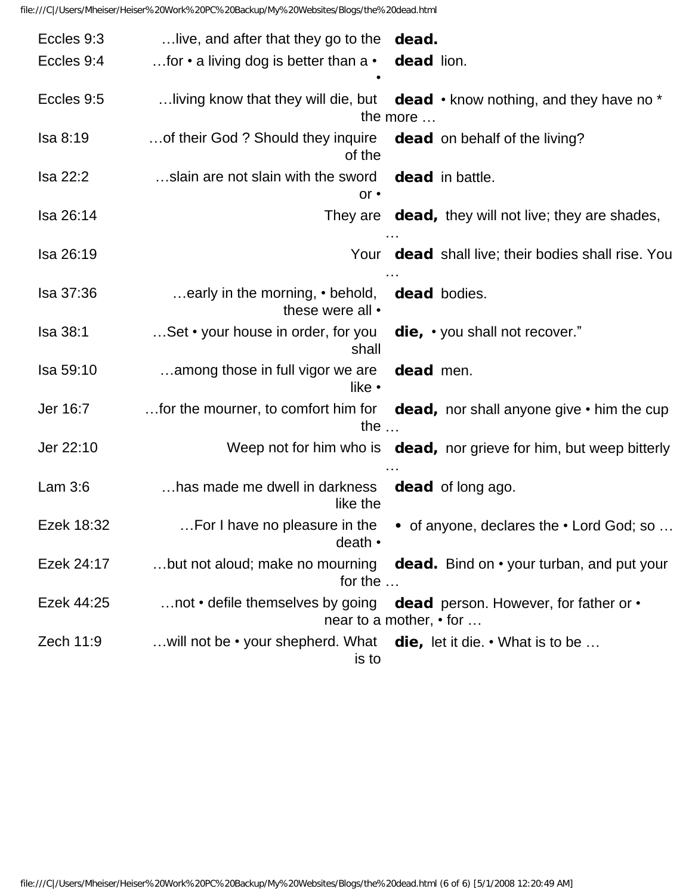| | | | |
|---|---|---|---|
| Eccles 9:3 | …live, and after that they go to the | **dead.** | |
| Eccles 9:4 | …for • a living dog is better than a • • | **dead** | lion. |
| Eccles 9:5 | …living know that they will die, but the | **dead** | • know nothing, and they have no * more … |
| Isa 8:19 | …of their God ? Should they inquire of the | **dead** | on behalf of the living? |
| Isa 22:2 | …slain are not slain with the sword or • | **dead** | in battle. |
| Isa 26:14 | They are | **dead,** | they will not live; they are shades, … |
| Isa 26:19 | Your | **dead** | shall live; their bodies shall rise. You … |
| Isa 37:36 | …early in the morning, • behold, these were all • | **dead** | bodies. |
| Isa 38:1 | …Set • your house in order, for you shall | **die,** | • you shall not recover." |
| Isa 59:10 | …among those in full vigor we are like • | **dead** | men. |
| Jer 16:7 | …for the mourner, to comfort him for the | **dead,** | nor shall anyone give • him the cup … |
| Jer 22:10 | Weep not for him who is | **dead,** | nor grieve for him, but weep bitterly … |
| Lam 3:6 | …has made me dwell in darkness like the | **dead** | of long ago. |
| Ezek 18:32 | …For I have no pleasure in the death • | **•** | of anyone, declares the • Lord God; so … |
| Ezek 24:17 | …but not aloud; make no mourning for the | **dead.** | Bind on • your turban, and put your … |
| Ezek 44:25 | …not • defile themselves by going near to a | **dead** | person. However, for father or • mother, • for … |
| Zech 11:9 | …will not be • your shepherd. What is to | **die,** | let it die. • What is to be … |